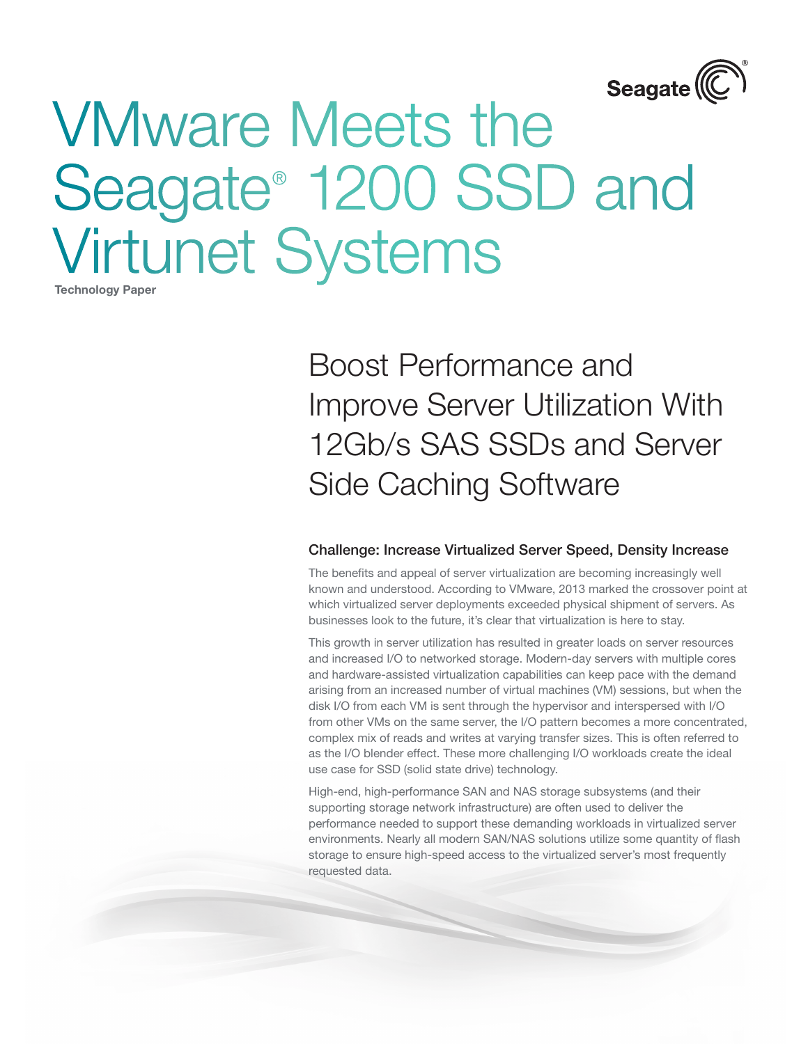# VMware Meets the Seagate® 1200 SSD and Virtunet Systems

Technology Paper

## Boost Performance and Improve Server Utilization With 12Gb/s SAS SSDs and Server Side Caching Software

### Challenge: Increase Virtualized Server Speed, Density Increase

The benefits and appeal of server virtualization are becoming increasingly well known and understood. According to VMware, 2013 marked the crossover point at which virtualized server deployments exceeded physical shipment of servers. As businesses look to the future, it's clear that virtualization is here to stay.

This growth in server utilization has resulted in greater loads on server resources and increased I/O to networked storage. Modern-day servers with multiple cores and hardware-assisted virtualization capabilities can keep pace with the demand arising from an increased number of virtual machines (VM) sessions, but when the disk I/O from each VM is sent through the hypervisor and interspersed with I/O from other VMs on the same server, the I/O pattern becomes a more concentrated, complex mix of reads and writes at varying transfer sizes. This is often referred to as the I/O blender effect. These more challenging I/O workloads create the ideal use case for SSD (solid state drive) technology.

High-end, high-performance SAN and NAS storage subsystems (and their supporting storage network infrastructure) are often used to deliver the performance needed to support these demanding workloads in virtualized server environments. Nearly all modern SAN/NAS solutions utilize some quantity of flash storage to ensure high-speed access to the virtualized server's most frequently requested data.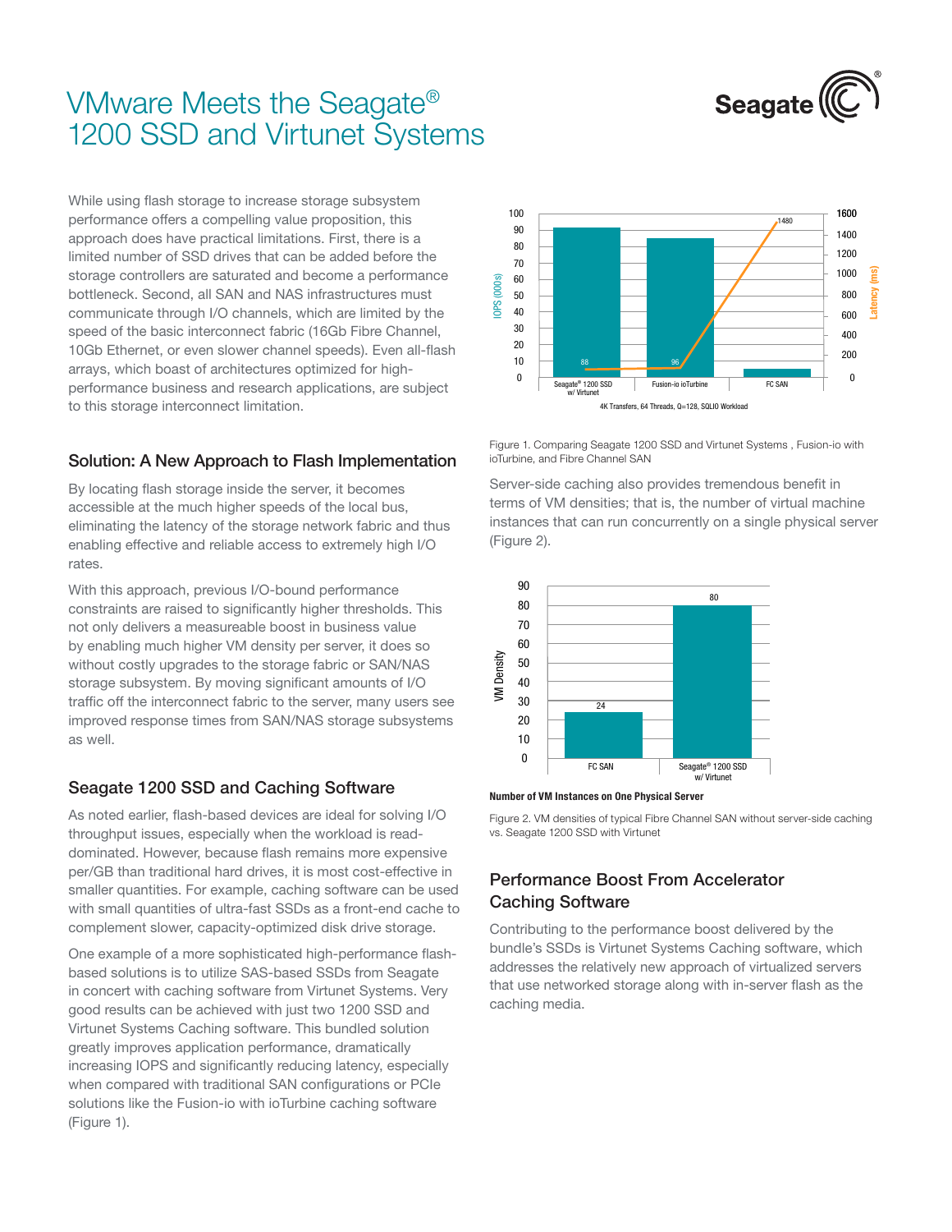# VMware Meets the Seagate® 1200 SSD and Virtunet Systems

While using flash storage to increase storage subsystem performance offers a compelling value proposition, this approach does have practical limitations. First, there is a limited number of SSD drives that can be added before the storage controllers are saturated and become a performance bottleneck. Second, all SAN and NAS infrastructures must communicate through I/O channels, which are limited by the speed of the basic interconnect fabric (16Gb Fibre Channel, 10Gb Ethernet, or even slower channel speeds). Even all-flash arrays, which boast of architectures optimized for high-performance business and research applications, are subject to this storage interconnect limitation.

## Solution: A New Approach to Flash Implementation

By locating flash storage inside the server, it becomes accessible at the much higher speeds of the local bus, eliminating the latency of the storage network fabric and thus enabling effective and reliable access to extremely high I/O rates.

With this approach, previous I/O-bound performance constraints are raised to significantly higher thresholds. This not only delivers a measureable boost in business value by enabling much higher VM density per server, it does so without costly upgrades to the storage fabric or SAN/NAS storage subsystem. By moving significant amounts of I/O traffic off the interconnect fabric to the server, many users see improved response times from SAN/NAS storage subsystems as well.

## Seagate 1200 SSD and Caching Software

As noted earlier, flash-based devices are ideal for solving I/O throughput issues, especially when the workload is read-dominated. However, because flash remains more expensive per/GB than traditional hard drives, it is most cost-effective in smaller quantities. For example, caching software can be used with small quantities of ultra-fast SSDs as a front-end cache to complement slower, capacity-optimized disk drive storage.

One example of a more sophisticated high-performance flash-based solutions is to utilize SAS-based SSDs from Seagate in concert with caching software from Virtunet Systems. Very good results can be achieved with just two 1200 SSD and Virtunet Systems Caching software. This bundled solution greatly improves application performance, dramatically increasing IOPS and significantly reducing latency, especially when compared with traditional SAN configurations or PCIe solutions like the Fusion-io with ioTurbine caching software (Figure 1).

4K Transfers, 64 Threads, Q=128, SQLIO Workload

| | IOPS (000s) | Latency (ms) |
|---|---|---|
| Seagate® 1200 SSD w/ Virtunet | ~91 | 88 |
| Fusion-io ioTurbine | ~85 | 96 |
| FC SAN | ~5 | 1480 |

Figure 1. Comparing Seagate 1200 SSD and Virtunet Systems , Fusion-io with ioTurbine, and Fibre Channel SAN

Server-side caching also provides tremendous benefit in terms of VM densities; that is, the number of virtual machine instances that can run concurrently on a single physical server (Figure 2).

**Number of VM Instances on One Physical Server**

| | VM Density |
|---|---|
| FC SAN | 24 |
| Seagate® 1200 SSD w/ Virtunet | 80 |

Figure 2. VM densities of typical Fibre Channel SAN without server-side caching vs. Seagate 1200 SSD with Virtunet

## Performance Boost From Accelerator Caching Software

Contributing to the performance boost delivered by the bundle's SSDs is Virtunet Systems Caching software, which addresses the relatively new approach of virtualized servers that use networked storage along with in-server flash as the caching media.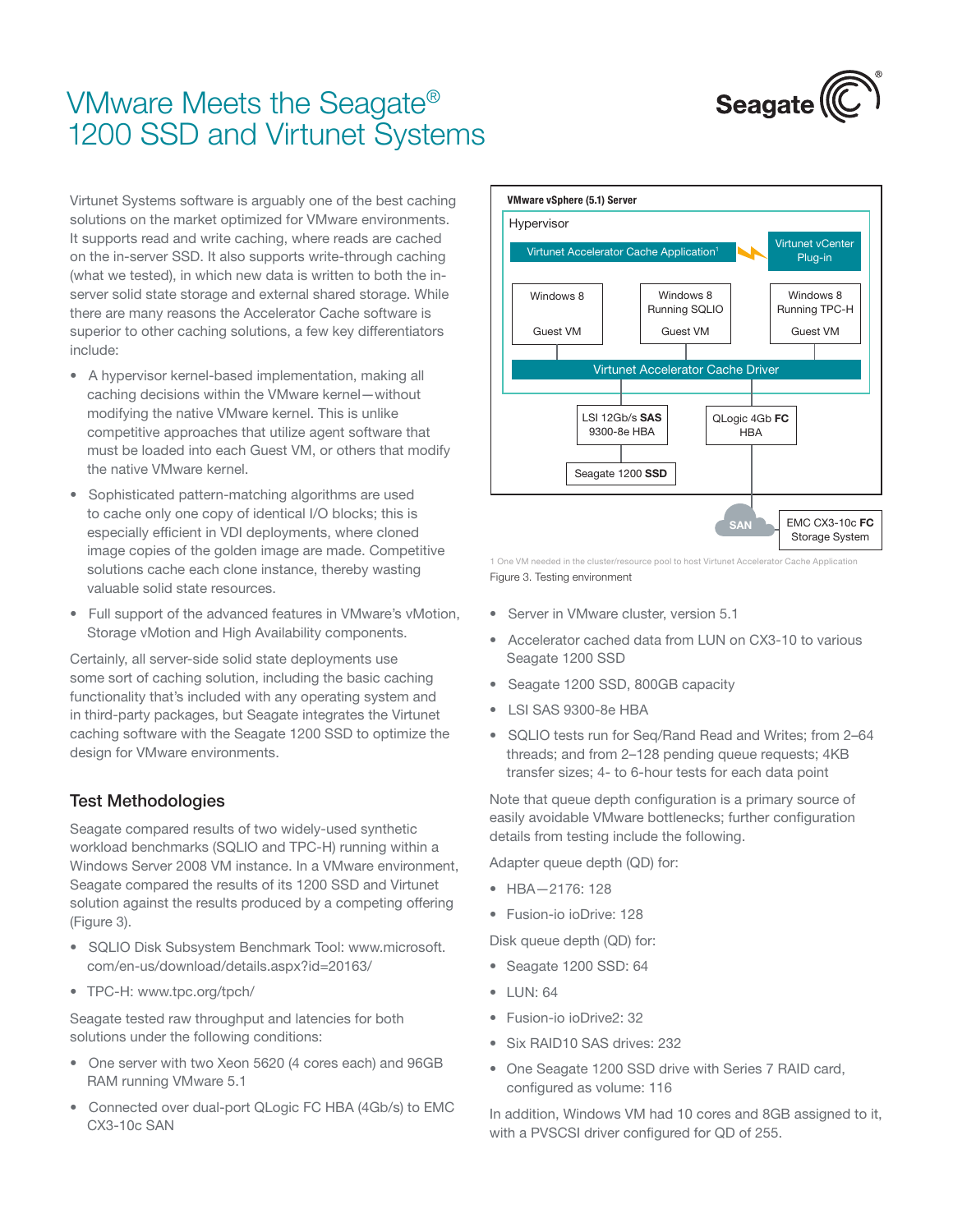# VMware Meets the Seagate® 1200 SSD and Virtunet Systems

Virtunet Systems software is arguably one of the best caching solutions on the market optimized for VMware environments. It supports read and write caching, where reads are cached on the in-server SSD. It also supports write-through caching (what we tested), in which new data is written to both the in-server solid state storage and external shared storage. While there are many reasons the Accelerator Cache software is superior to other caching solutions, a few key differentiators include:

- A hypervisor kernel-based implementation, making all caching decisions within the VMware kernel—without modifying the native VMware kernel. This is unlike competitive approaches that utilize agent software that must be loaded into each Guest VM, or others that modify the native VMware kernel.
- Sophisticated pattern-matching algorithms are used to cache only one copy of identical I/O blocks; this is especially efficient in VDI deployments, where cloned image copies of the golden image are made. Competitive solutions cache each clone instance, thereby wasting valuable solid state resources.
- Full support of the advanced features in VMware's vMotion, Storage vMotion and High Availability components.

Certainly, all server-side solid state deployments use some sort of caching solution, including the basic caching functionality that's included with any operating system and in third-party packages, but Seagate integrates the Virtunet caching software with the Seagate 1200 SSD to optimize the design for VMware environments.

## Test Methodologies

Seagate compared results of two widely-used synthetic workload benchmarks (SQLIO and TPC-H) running within a Windows Server 2008 VM instance. In a VMware environment, Seagate compared the results of its 1200 SSD and Virtunet solution against the results produced by a competing offering (Figure 3).

- SQLIO Disk Subsystem Benchmark Tool: www.microsoft.com/en-us/download/details.aspx?id=20163/
- TPC-H: www.tpc.org/tpch/

Seagate tested raw throughput and latencies for both solutions under the following conditions:

- One server with two Xeon 5620 (4 cores each) and 96GB RAM running VMware 5.1
- Connected over dual-port QLogic FC HBA (4Gb/s) to EMC CX3-10c SAN

VMware vSphere (5.1) Server

Hypervisor

Virtunet Accelerator Cache Application[1] | Virtunet vCenter Plug-in

Windows 8 Guest VM | Windows 8 Running SQLIO Guest VM | Windows 8 Running TPC-H Guest VM

Virtunet Accelerator Cache Driver

LSI 12Gb/s **SAS** 9300-8e HBA | QLogic 4Gb **FC** HBA

Seagate 1200 **SSD**

SAN | EMC CX3-10c **FC** Storage System

1 One VM needed in the cluster/resource pool to host Virtunet Accelerator Cache Application

Figure 3. Testing environment

- Server in VMware cluster, version 5.1
- Accelerator cached data from LUN on CX3-10 to various Seagate 1200 SSD
- Seagate 1200 SSD, 800GB capacity
- LSI SAS 9300-8e HBA
- SQLIO tests run for Seq/Rand Read and Writes; from 2–64 threads; and from 2–128 pending queue requests; 4KB transfer sizes; 4- to 6-hour tests for each data point

Note that queue depth configuration is a primary source of easily avoidable VMware bottlenecks; further configuration details from testing include the following.

Adapter queue depth (QD) for:

- HBA—2176: 128
- Fusion-io ioDrive: 128

Disk queue depth (QD) for:

- Seagate 1200 SSD: 64
- LUN: 64
- Fusion-io ioDrive2: 32
- Six RAID10 SAS drives: 232
- One Seagate 1200 SSD drive with Series 7 RAID card, configured as volume: 116

In addition, Windows VM had 10 cores and 8GB assigned to it, with a PVSCSI driver configured for QD of 255.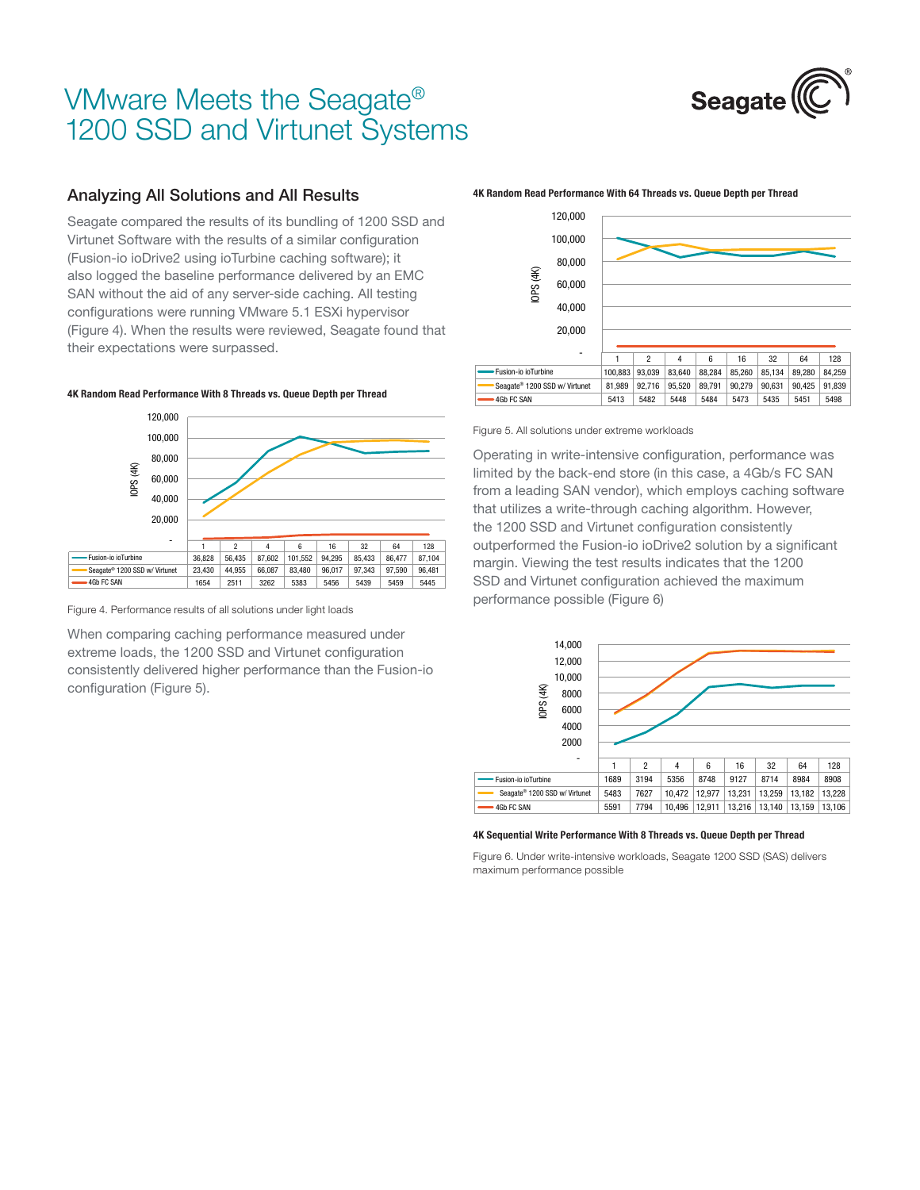# VMware Meets the Seagate® 1200 SSD and Virtunet Systems

## Analyzing All Solutions and All Results

Seagate compared the results of its bundling of 1200 SSD and Virtunet Software with the results of a similar configuration (Fusion-io ioDrive2 using ioTurbine caching software); it also logged the baseline performance delivered by an EMC SAN without the aid of any server-side caching. All testing configurations were running VMware 5.1 ESXi hypervisor (Figure 4). When the results were reviewed, Seagate found that their expectations were surpassed.

**4K Random Read Performance With 8 Threads vs. Queue Depth per Thread**

| | 1 | 2 | 4 | 6 | 16 | 32 | 64 | 128 |
|---|---|---|---|---|---|---|---|---|
| Fusion-io ioTurbine | 36,828 | 56,435 | 87,602 | 101,552 | 94,295 | 85,433 | 86,477 | 87,104 |
| Seagate® 1200 SSD w/ Virtunet | 23,430 | 44,955 | 66,087 | 83,480 | 96,017 | 97,343 | 97,590 | 96,481 |
| 4Gb FC SAN | 1654 | 2511 | 3262 | 5383 | 5456 | 5439 | 5459 | 5445 |

Figure 4. Performance results of all solutions under light loads

When comparing caching performance measured under extreme loads, the 1200 SSD and Virtunet configuration consistently delivered higher performance than the Fusion-io configuration (Figure 5).

**4K Random Read Performance With 64 Threads vs. Queue Depth per Thread**

| | 1 | 2 | 4 | 6 | 16 | 32 | 64 | 128 |
|---|---|---|---|---|---|---|---|---|
| Fusion-io ioTurbine | 100,883 | 93,039 | 83,640 | 88,284 | 85,260 | 85,134 | 89,280 | 84,259 |
| Seagate® 1200 SSD w/ Virtunet | 81,989 | 92,716 | 95,520 | 89,791 | 90,279 | 90,631 | 90,425 | 91,839 |
| 4Gb FC SAN | 5413 | 5482 | 5448 | 5484 | 5473 | 5435 | 5451 | 5498 |

Figure 5. All solutions under extreme workloads

Operating in write-intensive configuration, performance was limited by the back-end store (in this case, a 4Gb/s FC SAN from a leading SAN vendor), which employs caching software that utilizes a write-through caching algorithm. However, the 1200 SSD and Virtunet configuration consistently outperformed the Fusion-io ioDrive2 solution by a significant margin. Viewing the test results indicates that the 1200 SSD and Virtunet configuration achieved the maximum performance possible (Figure 6)

| | 1 | 2 | 4 | 6 | 16 | 32 | 64 | 128 |
|---|---|---|---|---|---|---|---|---|
| Fusion-io ioTurbine | 1689 | 3194 | 5356 | 8748 | 9127 | 8714 | 8984 | 8908 |
| Seagate® 1200 SSD w/ Virtunet | 5483 | 7627 | 10,472 | 12,977 | 13,231 | 13,259 | 13,182 | 13,228 |
| 4Gb FC SAN | 5591 | 7794 | 10,496 | 12,911 | 13,216 | 13,140 | 13,159 | 13,106 |

**4K Sequential Write Performance With 8 Threads vs. Queue Depth per Thread**

Figure 6. Under write-intensive workloads, Seagate 1200 SSD (SAS) delivers maximum performance possible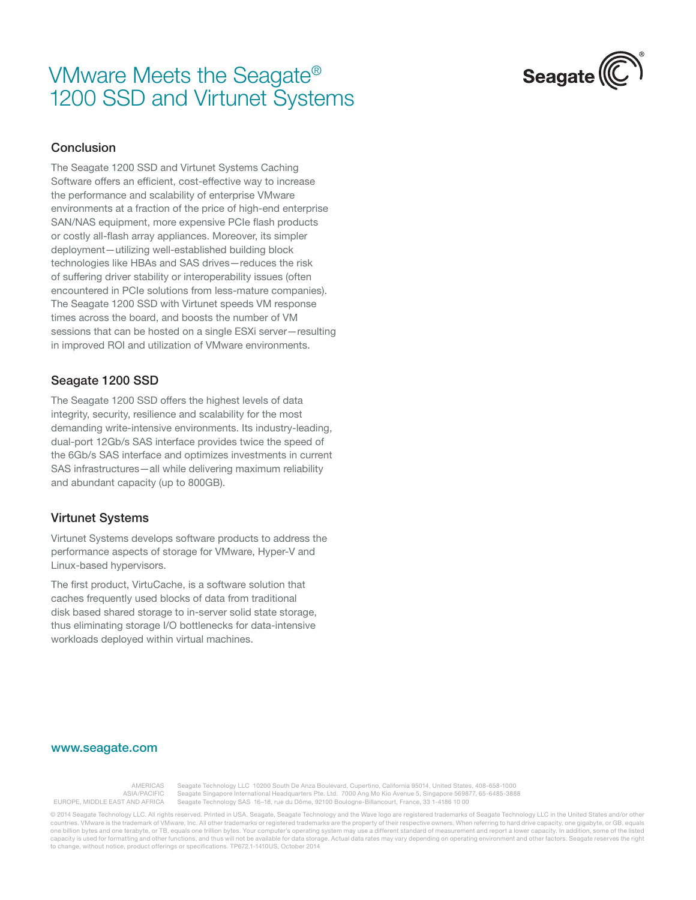# VMware Meets the Seagate® 1200 SSD and Virtunet Systems

## Conclusion

The Seagate 1200 SSD and Virtunet Systems Caching Software offers an efficient, cost-effective way to increase the performance and scalability of enterprise VMware environments at a fraction of the price of high-end enterprise SAN/NAS equipment, more expensive PCIe flash products or costly all-flash array appliances. Moreover, its simpler deployment—utilizing well-established building block technologies like HBAs and SAS drives—reduces the risk of suffering driver stability or interoperability issues (often encountered in PCIe solutions from less-mature companies). The Seagate 1200 SSD with Virtunet speeds VM response times across the board, and boosts the number of VM sessions that can be hosted on a single ESXi server—resulting in improved ROI and utilization of VMware environments.

## Seagate 1200 SSD

The Seagate 1200 SSD offers the highest levels of data integrity, security, resilience and scalability for the most demanding write-intensive environments. Its industry-leading, dual-port 12Gb/s SAS interface provides twice the speed of the 6Gb/s SAS interface and optimizes investments in current SAS infrastructures—all while delivering maximum reliability and abundant capacity (up to 800GB).

## Virtunet Systems

Virtunet Systems develops software products to address the performance aspects of storage for VMware, Hyper-V and Linux-based hypervisors.

The first product, VirtuCache, is a software solution that caches frequently used blocks of data from traditional disk based shared storage to in-server solid state storage, thus eliminating storage I/O bottlenecks for data-intensive workloads deployed within virtual machines.

**www.seagate.com**

AMERICAS Seagate Technology LLC 10200 South De Anza Boulevard, Cupertino, California 95014, United States, 408-658-1000
ASIA/PACIFIC Seagate Singapore International Headquarters Pte. Ltd. 7000 Ang Mo Kio Avenue 5, Singapore 569877, 65-6485-3888
EUROPE, MIDDLE EAST AND AFRICA Seagate Technology SAS 16–18, rue du Dôme, 92100 Boulogne-Billancourt, France, 33 1-4186 10 00

© 2014 Seagate Technology LLC. All rights reserved. Printed in USA. Seagate, Seagate Technology and the Wave logo are registered trademarks of Seagate Technology LLC in the United States and/or other countries. VMware is the trademark of VMware, Inc. All other trademarks or registered trademarks are the property of their respective owners. When referring to hard drive capacity, one gigabyte, or GB, equals one billion bytes and one terabyte, or TB, equals one trillion bytes. Your computer's operating system may use a different standard of measurement and report a lower capacity. In addition, some of the listed capacity is used for formatting and other functions, and thus will not be available for data storage. Actual data rates may vary depending on operating environment and other factors. Seagate reserves the right to change, without notice, product offerings or specifications. TP672.1-1410US, October 2014